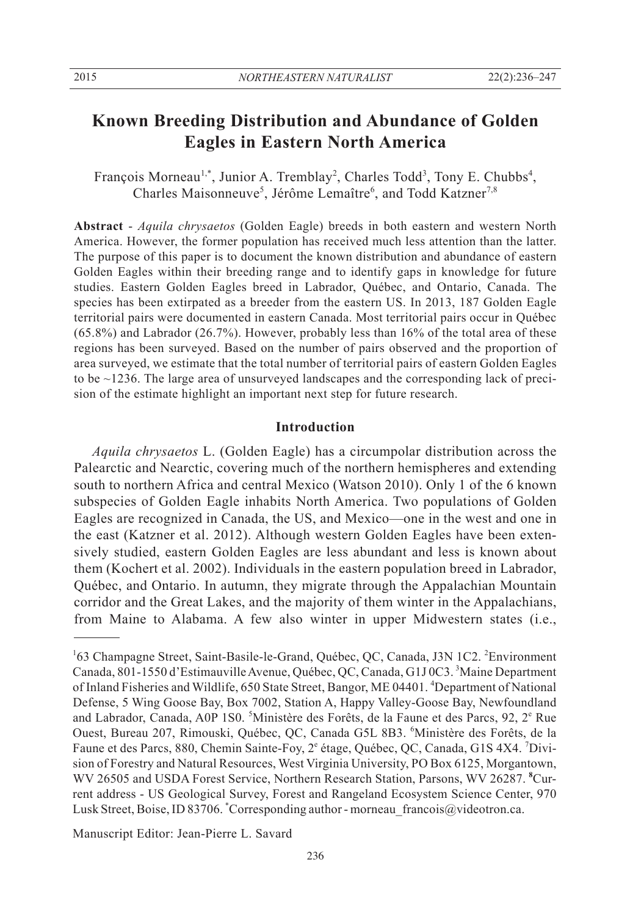# Known Breeding Distribution and Abundance of Golden Eagles in Eastern North America

François Morneau[1,*], Junior A. Tremblay[2], Charles Todd[3], Tony E. Chubbs[4], Charles Maisonneuve[5], Jérôme Lemaître[6], and Todd Katzner[7,8]

**Abstract** - *Aquila chrysaetos* (Golden Eagle) breeds in both eastern and western North America. However, the former population has received much less attention than the latter. The purpose of this paper is to document the known distribution and abundance of eastern Golden Eagles within their breeding range and to identify gaps in knowledge for future studies. Eastern Golden Eagles breed in Labrador, Québec, and Ontario, Canada. The species has been extirpated as a breeder from the eastern US. In 2013, 187 Golden Eagle territorial pairs were documented in eastern Canada. Most territorial pairs occur in Québec (65.8%) and Labrador (26.7%). However, probably less than 16% of the total area of these regions has been surveyed. Based on the number of pairs observed and the proportion of area surveyed, we estimate that the total number of territorial pairs of eastern Golden Eagles to be ~1236. The large area of unsurveyed landscapes and the corresponding lack of precision of the estimate highlight an important next step for future research.

## Introduction

*Aquila chrysaetos* L. (Golden Eagle) has a circumpolar distribution across the Palearctic and Nearctic, covering much of the northern hemispheres and extending south to northern Africa and central Mexico (Watson 2010). Only 1 of the 6 known subspecies of Golden Eagle inhabits North America. Two populations of Golden Eagles are recognized in Canada, the US, and Mexico—one in the west and one in the east (Katzner et al. 2012). Although western Golden Eagles have been extensively studied, eastern Golden Eagles are less abundant and less is known about them (Kochert et al. 2002). Individuals in the eastern population breed in Labrador, Québec, and Ontario. In autumn, they migrate through the Appalachian Mountain corridor and the Great Lakes, and the majority of them winter in the Appalachians, from Maine to Alabama. A few also winter in upper Midwestern states (i.e.,

---

[1]63 Champagne Street, Saint-Basile-le-Grand, Québec, QC, Canada, J3N 1C2. [2]Environment Canada, 801-1550 d'Estimauville Avenue, Québec, QC, Canada, G1J 0C3. [3]Maine Department of Inland Fisheries and Wildlife, 650 State Street, Bangor, ME 04401. [4]Department of National Defense, 5 Wing Goose Bay, Box 7002, Station A, Happy Valley-Goose Bay, Newfoundland and Labrador, Canada, A0P 1S0. [5]Ministère des Forêts, de la Faune et des Parcs, 92, 2[e] Rue Ouest, Bureau 207, Rimouski, Québec, QC, Canada G5L 8B3. [6]Ministère des Forêts, de la Faune et des Parcs, 880, Chemin Sainte-Foy, 2[e] étage, Québec, QC, Canada, G1S 4X4. [7]Division of Forestry and Natural Resources, West Virginia University, PO Box 6125, Morgantown, WV 26505 and USDA Forest Service, Northern Research Station, Parsons, WV 26287. [8]Current address - US Geological Survey, Forest and Rangeland Ecosystem Science Center, 970 Lusk Street, Boise, ID 83706. [*]Corresponding author - morneau_francois@videotron.ca.

Manuscript Editor: Jean-Pierre L. Savard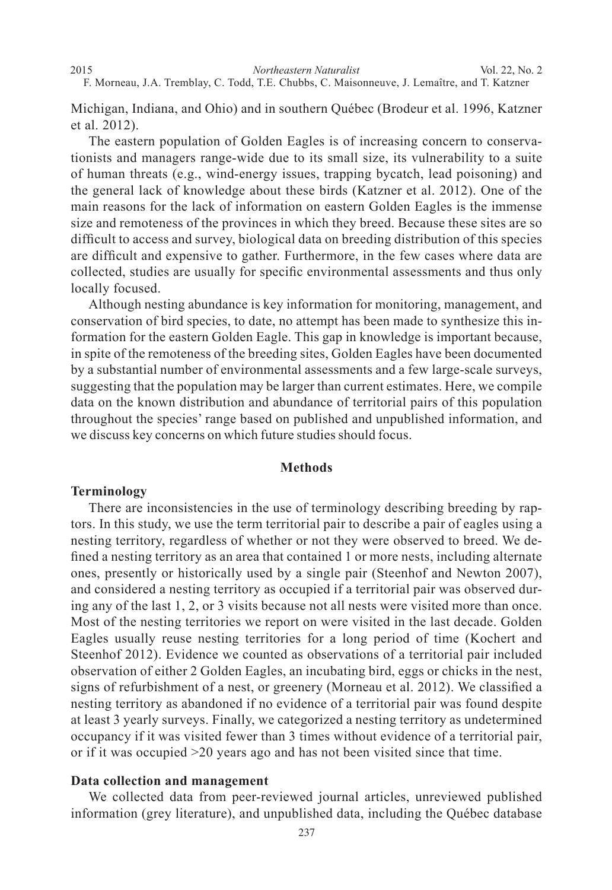Michigan, Indiana, and Ohio) and in southern Québec (Brodeur et al. 1996, Katzner et al. 2012).

The eastern population of Golden Eagles is of increasing concern to conservationists and managers range-wide due to its small size, its vulnerability to a suite of human threats (e.g., wind-energy issues, trapping bycatch, lead poisoning) and the general lack of knowledge about these birds (Katzner et al. 2012). One of the main reasons for the lack of information on eastern Golden Eagles is the immense size and remoteness of the provinces in which they breed. Because these sites are so difficult to access and survey, biological data on breeding distribution of this species are difficult and expensive to gather. Furthermore, in the few cases where data are collected, studies are usually for specific environmental assessments and thus only locally focused.

Although nesting abundance is key information for monitoring, management, and conservation of bird species, to date, no attempt has been made to synthesize this information for the eastern Golden Eagle. This gap in knowledge is important because, in spite of the remoteness of the breeding sites, Golden Eagles have been documented by a substantial number of environmental assessments and a few large-scale surveys, suggesting that the population may be larger than current estimates. Here, we compile data on the known distribution and abundance of territorial pairs of this population throughout the species' range based on published and unpublished information, and we discuss key concerns on which future studies should focus.

## Methods

### Terminology

There are inconsistencies in the use of terminology describing breeding by raptors. In this study, we use the term territorial pair to describe a pair of eagles using a nesting territory, regardless of whether or not they were observed to breed. We defined a nesting territory as an area that contained 1 or more nests, including alternate ones, presently or historically used by a single pair (Steenhof and Newton 2007), and considered a nesting territory as occupied if a territorial pair was observed during any of the last 1, 2, or 3 visits because not all nests were visited more than once. Most of the nesting territories we report on were visited in the last decade. Golden Eagles usually reuse nesting territories for a long period of time (Kochert and Steenhof 2012). Evidence we counted as observations of a territorial pair included observation of either 2 Golden Eagles, an incubating bird, eggs or chicks in the nest, signs of refurbishment of a nest, or greenery (Morneau et al. 2012). We classified a nesting territory as abandoned if no evidence of a territorial pair was found despite at least 3 yearly surveys. Finally, we categorized a nesting territory as undetermined occupancy if it was visited fewer than 3 times without evidence of a territorial pair, or if it was occupied >20 years ago and has not been visited since that time.

### Data collection and management

We collected data from peer-reviewed journal articles, unreviewed published information (grey literature), and unpublished data, including the Québec database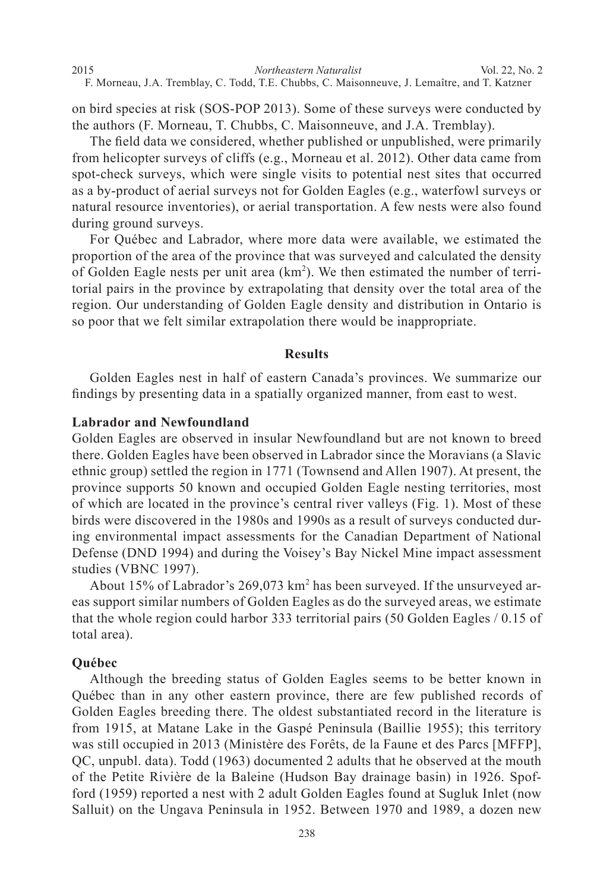on bird species at risk (SOS-POP 2013). Some of these surveys were conducted by the authors (F. Morneau, T. Chubbs, C. Maisonneuve, and J.A. Tremblay).

The field data we considered, whether published or unpublished, were primarily from helicopter surveys of cliffs (e.g., Morneau et al. 2012). Other data came from spot-check surveys, which were single visits to potential nest sites that occurred as a by-product of aerial surveys not for Golden Eagles (e.g., waterfowl surveys or natural resource inventories), or aerial transportation. A few nests were also found during ground surveys.

For Québec and Labrador, where more data were available, we estimated the proportion of the area of the province that was surveyed and calculated the density of Golden Eagle nests per unit area ($km^2$). We then estimated the number of territorial pairs in the province by extrapolating that density over the total area of the region. Our understanding of Golden Eagle density and distribution in Ontario is so poor that we felt similar extrapolation there would be inappropriate.

## Results

Golden Eagles nest in half of eastern Canada's provinces. We summarize our findings by presenting data in a spatially organized manner, from east to west.

### Labrador and Newfoundland

Golden Eagles are observed in insular Newfoundland but are not known to breed there. Golden Eagles have been observed in Labrador since the Moravians (a Slavic ethnic group) settled the region in 1771 (Townsend and Allen 1907). At present, the province supports 50 known and occupied Golden Eagle nesting territories, most of which are located in the province's central river valleys (Fig. 1). Most of these birds were discovered in the 1980s and 1990s as a result of surveys conducted during environmental impact assessments for the Canadian Department of National Defense (DND 1994) and during the Voisey's Bay Nickel Mine impact assessment studies (VBNC 1997).

About 15% of Labrador's 269,073 $km^2$ has been surveyed. If the unsurveyed areas support similar numbers of Golden Eagles as do the surveyed areas, we estimate that the whole region could harbor 333 territorial pairs (50 Golden Eagles / 0.15 of total area).

### Québec

Although the breeding status of Golden Eagles seems to be better known in Québec than in any other eastern province, there are few published records of Golden Eagles breeding there. The oldest substantiated record in the literature is from 1915, at Matane Lake in the Gaspé Peninsula (Baillie 1955); this territory was still occupied in 2013 (Ministère des Forêts, de la Faune et des Parcs [MFFP], QC, unpubl. data). Todd (1963) documented 2 adults that he observed at the mouth of the Petite Rivière de la Baleine (Hudson Bay drainage basin) in 1926. Spofford (1959) reported a nest with 2 adult Golden Eagles found at Sugluk Inlet (now Salluit) on the Ungava Peninsula in 1952. Between 1970 and 1989, a dozen new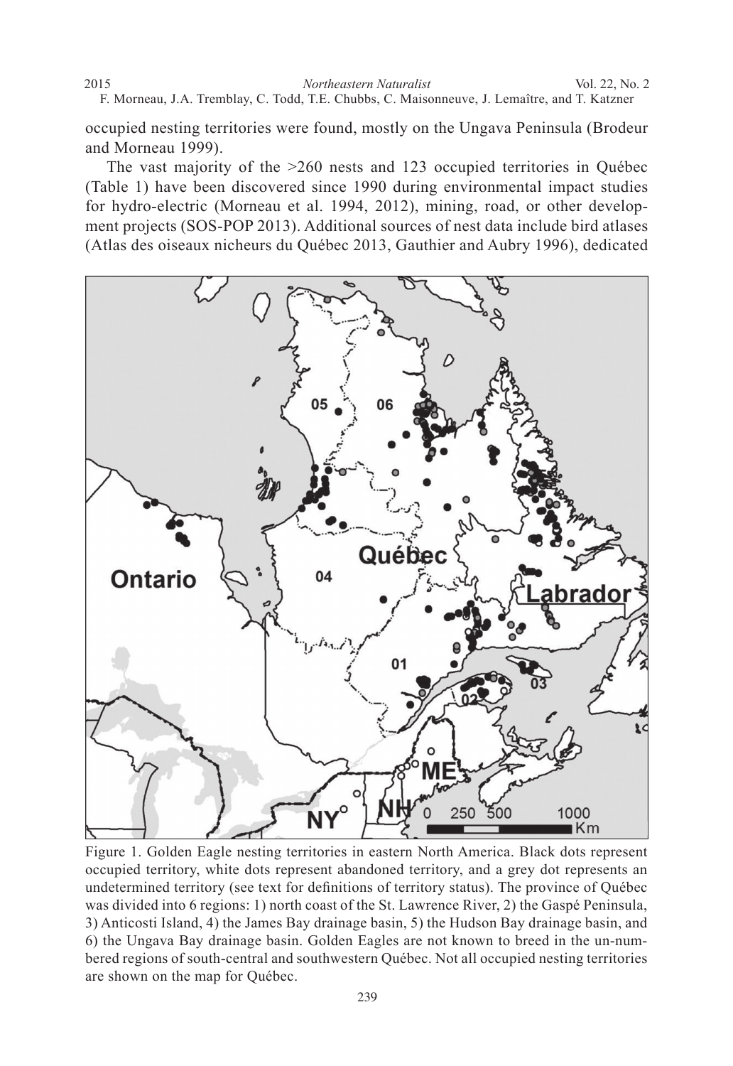occupied nesting territories were found, mostly on the Ungava Peninsula (Brodeur and Morneau 1999).

The vast majority of the >260 nests and 123 occupied territories in Québec (Table 1) have been discovered since 1990 during environmental impact studies for hydro-electric (Morneau et al. 1994, 2012), mining, road, or other development projects (SOS-POP 2013). Additional sources of nest data include bird atlases (Atlas des oiseaux nicheurs du Québec 2013, Gauthier and Aubry 1996), dedicated

Figure 1. Golden Eagle nesting territories in eastern North America. Black dots represent occupied territory, white dots represent abandoned territory, and a grey dot represents an undetermined territory (see text for definitions of territory status). The province of Québec was divided into 6 regions: 1) north coast of the St. Lawrence River, 2) the Gaspé Peninsula, 3) Anticosti Island, 4) the James Bay drainage basin, 5) the Hudson Bay drainage basin, and 6) the Ungava Bay drainage basin. Golden Eagles are not known to breed in the un-numbered regions of south-central and southwestern Québec. Not all occupied nesting territories are shown on the map for Québec.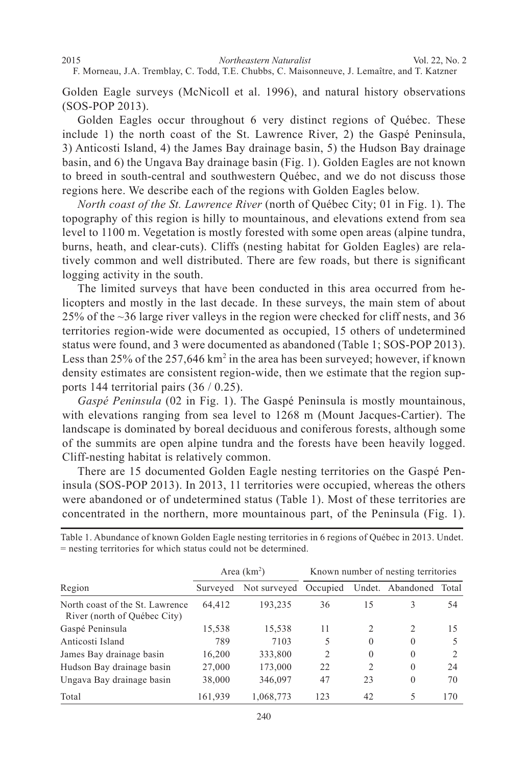Golden Eagle surveys (McNicoll et al. 1996), and natural history observations (SOS-POP 2013).

Golden Eagles occur throughout 6 very distinct regions of Québec. These include 1) the north coast of the St. Lawrence River, 2) the Gaspé Peninsula, 3) Anticosti Island, 4) the James Bay drainage basin, 5) the Hudson Bay drainage basin, and 6) the Ungava Bay drainage basin (Fig. 1). Golden Eagles are not known to breed in south-central and southwestern Québec, and we do not discuss those regions here. We describe each of the regions with Golden Eagles below.

*North coast of the St. Lawrence River* (north of Québec City; 01 in Fig. 1). The topography of this region is hilly to mountainous, and elevations extend from sea level to 1100 m. Vegetation is mostly forested with some open areas (alpine tundra, burns, heath, and clear-cuts). Cliffs (nesting habitat for Golden Eagles) are relatively common and well distributed. There are few roads, but there is significant logging activity in the south.

The limited surveys that have been conducted in this area occurred from helicopters and mostly in the last decade. In these surveys, the main stem of about 25% of the ~36 large river valleys in the region were checked for cliff nests, and 36 territories region-wide were documented as occupied, 15 others of undetermined status were found, and 3 were documented as abandoned (Table 1; SOS-POP 2013). Less than 25% of the 257,646 km$^2$ in the area has been surveyed; however, if known density estimates are consistent region-wide, then we estimate that the region supports 144 territorial pairs (36 / 0.25).

*Gaspé Peninsula* (02 in Fig. 1). The Gaspé Peninsula is mostly mountainous, with elevations ranging from sea level to 1268 m (Mount Jacques-Cartier). The landscape is dominated by boreal deciduous and coniferous forests, although some of the summits are open alpine tundra and the forests have been heavily logged. Cliff-nesting habitat is relatively common.

There are 15 documented Golden Eagle nesting territories on the Gaspé Peninsula (SOS-POP 2013). In 2013, 11 territories were occupied, whereas the others were abandoned or of undetermined status (Table 1). Most of these territories are concentrated in the northern, more mountainous part, of the Peninsula (Fig. 1).

Table 1. Abundance of known Golden Eagle nesting territories in 6 regions of Québec in 2013. Undet. = nesting territories for which status could not be determined.

| | Area (km$^2$) | | Known number of nesting territories | | | |
|---|---|---|---|---|---|---|
| Region | Surveyed | Not surveyed | Occupied | Undet. | Abandoned | Total |
| North coast of the St. Lawrence River (north of Québec City) | 64,412 | 193,235 | 36 | 15 | 3 | 54 |
| Gaspé Peninsula | 15,538 | 15,538 | 11 | 2 | 2 | 15 |
| Anticosti Island | 789 | 7103 | 5 | 0 | 0 | 5 |
| James Bay drainage basin | 16,200 | 333,800 | 2 | 0 | 0 | 2 |
| Hudson Bay drainage basin | 27,000 | 173,000 | 22 | 2 | 0 | 24 |
| Ungava Bay drainage basin | 38,000 | 346,097 | 47 | 23 | 0 | 70 |
| Total | 161,939 | 1,068,773 | 123 | 42 | 5 | 170 |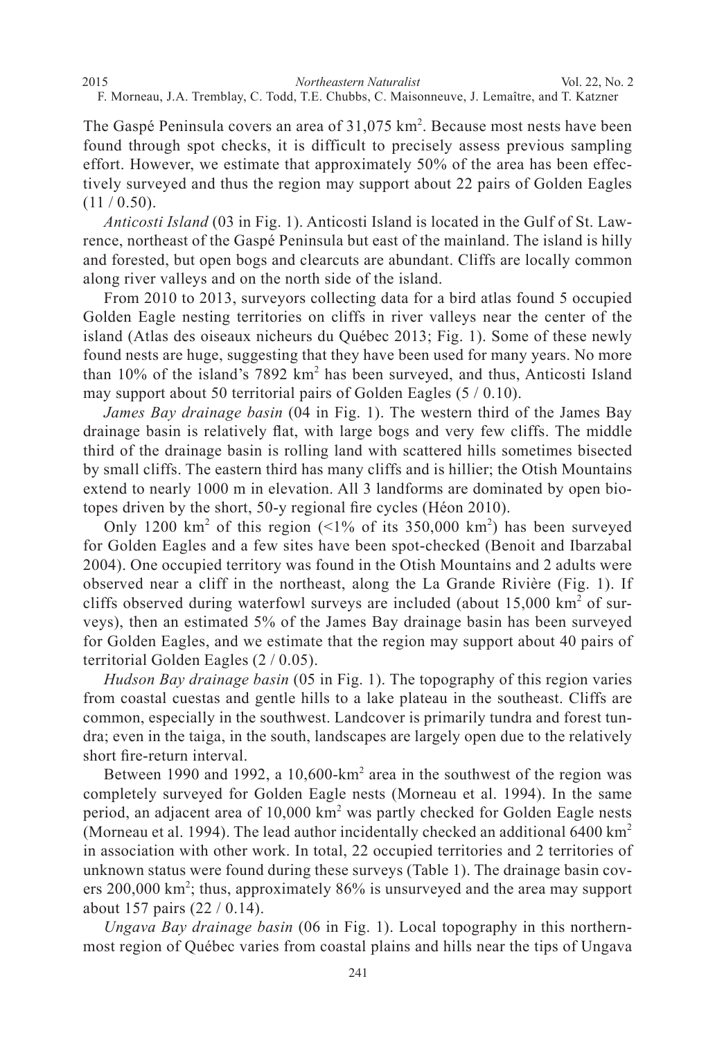The Gaspé Peninsula covers an area of 31,075 km$^2$. Because most nests have been found through spot checks, it is difficult to precisely assess previous sampling effort. However, we estimate that approximately 50% of the area has been effectively surveyed and thus the region may support about 22 pairs of Golden Eagles (11 / 0.50).

*Anticosti Island* (03 in Fig. 1). Anticosti Island is located in the Gulf of St. Lawrence, northeast of the Gaspé Peninsula but east of the mainland. The island is hilly and forested, but open bogs and clearcuts are abundant. Cliffs are locally common along river valleys and on the north side of the island.

From 2010 to 2013, surveyors collecting data for a bird atlas found 5 occupied Golden Eagle nesting territories on cliffs in river valleys near the center of the island (Atlas des oiseaux nicheurs du Québec 2013; Fig. 1). Some of these newly found nests are huge, suggesting that they have been used for many years. No more than 10% of the island's 7892 km$^2$ has been surveyed, and thus, Anticosti Island may support about 50 territorial pairs of Golden Eagles (5 / 0.10).

*James Bay drainage basin* (04 in Fig. 1). The western third of the James Bay drainage basin is relatively flat, with large bogs and very few cliffs. The middle third of the drainage basin is rolling land with scattered hills sometimes bisected by small cliffs. The eastern third has many cliffs and is hillier; the Otish Mountains extend to nearly 1000 m in elevation. All 3 landforms are dominated by open biotopes driven by the short, 50-y regional fire cycles (Héon 2010).

Only 1200 km$^2$ of this region (<1% of its 350,000 km$^2$) has been surveyed for Golden Eagles and a few sites have been spot-checked (Benoit and Ibarzabal 2004). One occupied territory was found in the Otish Mountains and 2 adults were observed near a cliff in the northeast, along the La Grande Rivière (Fig. 1). If cliffs observed during waterfowl surveys are included (about 15,000 km$^2$ of surveys), then an estimated 5% of the James Bay drainage basin has been surveyed for Golden Eagles, and we estimate that the region may support about 40 pairs of territorial Golden Eagles (2 / 0.05).

*Hudson Bay drainage basin* (05 in Fig. 1). The topography of this region varies from coastal cuestas and gentle hills to a lake plateau in the southeast. Cliffs are common, especially in the southwest. Landcover is primarily tundra and forest tundra; even in the taiga, in the south, landscapes are largely open due to the relatively short fire-return interval.

Between 1990 and 1992, a 10,600-km$^2$ area in the southwest of the region was completely surveyed for Golden Eagle nests (Morneau et al. 1994). In the same period, an adjacent area of 10,000 km$^2$ was partly checked for Golden Eagle nests (Morneau et al. 1994). The lead author incidentally checked an additional 6400 km$^2$ in association with other work. In total, 22 occupied territories and 2 territories of unknown status were found during these surveys (Table 1). The drainage basin covers 200,000 km$^2$; thus, approximately 86% is unsurveyed and the area may support about 157 pairs (22 / 0.14).

*Ungava Bay drainage basin* (06 in Fig. 1). Local topography in this northernmost region of Québec varies from coastal plains and hills near the tips of Ungava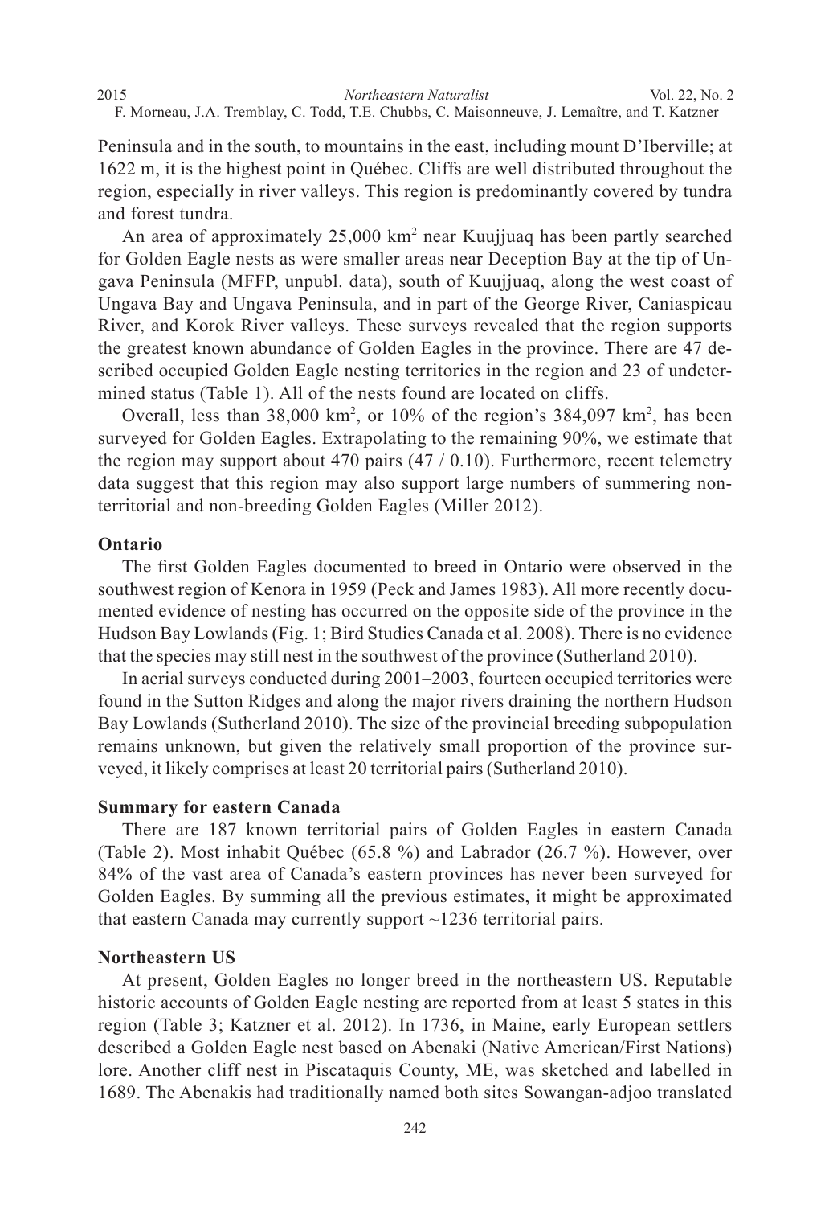Peninsula and in the south, to mountains in the east, including mount D'Iberville; at 1622 m, it is the highest point in Québec. Cliffs are well distributed throughout the region, especially in river valleys. This region is predominantly covered by tundra and forest tundra.

An area of approximately 25,000 km$^2$ near Kuujjuaq has been partly searched for Golden Eagle nests as were smaller areas near Deception Bay at the tip of Ungava Peninsula (MFFP, unpubl. data), south of Kuujjuaq, along the west coast of Ungava Bay and Ungava Peninsula, and in part of the George River, Caniaspicau River, and Korok River valleys. These surveys revealed that the region supports the greatest known abundance of Golden Eagles in the province. There are 47 described occupied Golden Eagle nesting territories in the region and 23 of undetermined status (Table 1). All of the nests found are located on cliffs.

Overall, less than 38,000 km$^2$, or 10% of the region's 384,097 km$^2$, has been surveyed for Golden Eagles. Extrapolating to the remaining 90%, we estimate that the region may support about 470 pairs (47 / 0.10). Furthermore, recent telemetry data suggest that this region may also support large numbers of summering non-territorial and non-breeding Golden Eagles (Miller 2012).

### Ontario

The first Golden Eagles documented to breed in Ontario were observed in the southwest region of Kenora in 1959 (Peck and James 1983). All more recently documented evidence of nesting has occurred on the opposite side of the province in the Hudson Bay Lowlands (Fig. 1; Bird Studies Canada et al. 2008). There is no evidence that the species may still nest in the southwest of the province (Sutherland 2010).

In aerial surveys conducted during 2001–2003, fourteen occupied territories were found in the Sutton Ridges and along the major rivers draining the northern Hudson Bay Lowlands (Sutherland 2010). The size of the provincial breeding subpopulation remains unknown, but given the relatively small proportion of the province surveyed, it likely comprises at least 20 territorial pairs (Sutherland 2010).

### Summary for eastern Canada

There are 187 known territorial pairs of Golden Eagles in eastern Canada (Table 2). Most inhabit Québec (65.8 %) and Labrador (26.7 %). However, over 84% of the vast area of Canada's eastern provinces has never been surveyed for Golden Eagles. By summing all the previous estimates, it might be approximated that eastern Canada may currently support ~1236 territorial pairs.

### Northeastern US

At present, Golden Eagles no longer breed in the northeastern US. Reputable historic accounts of Golden Eagle nesting are reported from at least 5 states in this region (Table 3; Katzner et al. 2012). In 1736, in Maine, early European settlers described a Golden Eagle nest based on Abenaki (Native American/First Nations) lore. Another cliff nest in Piscataquis County, ME, was sketched and labelled in 1689. The Abenakis had traditionally named both sites Sowangan-adjoo translated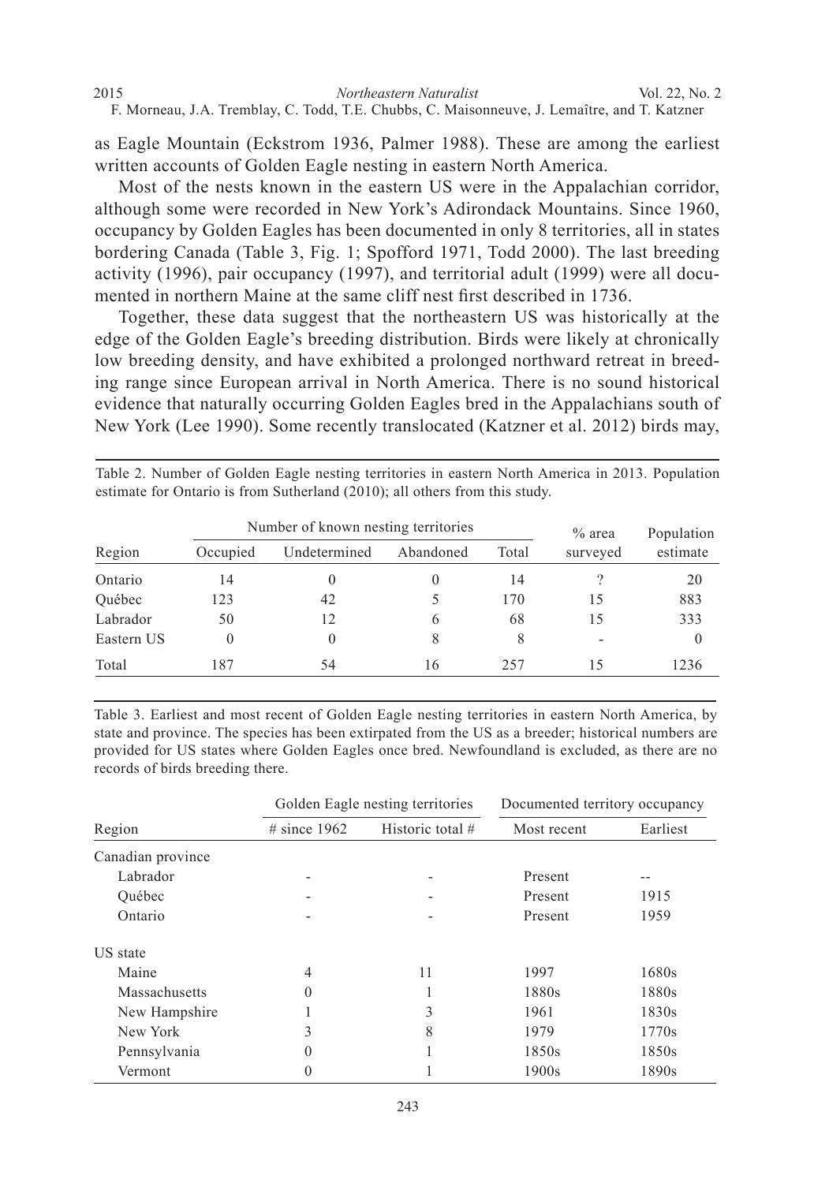as Eagle Mountain (Eckstrom 1936, Palmer 1988). These are among the earliest written accounts of Golden Eagle nesting in eastern North America.

Most of the nests known in the eastern US were in the Appalachian corridor, although some were recorded in New York's Adirondack Mountains. Since 1960, occupancy by Golden Eagles has been documented in only 8 territories, all in states bordering Canada (Table 3, Fig. 1; Spofford 1971, Todd 2000). The last breeding activity (1996), pair occupancy (1997), and territorial adult (1999) were all documented in northern Maine at the same cliff nest first described in 1736.

Together, these data suggest that the northeastern US was historically at the edge of the Golden Eagle's breeding distribution. Birds were likely at chronically low breeding density, and have exhibited a prolonged northward retreat in breeding range since European arrival in North America. There is no sound historical evidence that naturally occurring Golden Eagles bred in the Appalachians south of New York (Lee 1990). Some recently translocated (Katzner et al. 2012) birds may,

Table 2. Number of Golden Eagle nesting territories in eastern North America in 2013. Population estimate for Ontario is from Sutherland (2010); all others from this study.

| | Number of known nesting territories | | | | % area | Population |
|---|---|---|---|---|---|---|
| Region | Occupied | Undetermined | Abandoned | Total | surveyed | estimate |
| Ontario | 14 | 0 | 0 | 14 | ? | 20 |
| Québec | 123 | 42 | 5 | 170 | 15 | 883 |
| Labrador | 50 | 12 | 6 | 68 | 15 | 333 |
| Eastern US | 0 | 0 | 8 | 8 | - | 0 |
| Total | 187 | 54 | 16 | 257 | 15 | 1236 |

Table 3. Earliest and most recent of Golden Eagle nesting territories in eastern North America, by state and province. The species has been extirpated from the US as a breeder; historical numbers are provided for US states where Golden Eagles once bred. Newfoundland is excluded, as there are no records of birds breeding there.

| | Golden Eagle nesting territories | | Documented territory occupancy | |
|---|---|---|---|---|
| Region | # since 1962 | Historic total # | Most recent | Earliest |
| Canadian province | | | | |
| Labrador | - | - | Present | -- |
| Québec | - | - | Present | 1915 |
| Ontario | - | - | Present | 1959 |
| US state | | | | |
| Maine | 4 | 11 | 1997 | 1680s |
| Massachusetts | 0 | 1 | 1880s | 1880s |
| New Hampshire | 1 | 3 | 1961 | 1830s |
| New York | 3 | 8 | 1979 | 1770s |
| Pennsylvania | 0 | 1 | 1850s | 1850s |
| Vermont | 0 | 1 | 1900s | 1890s |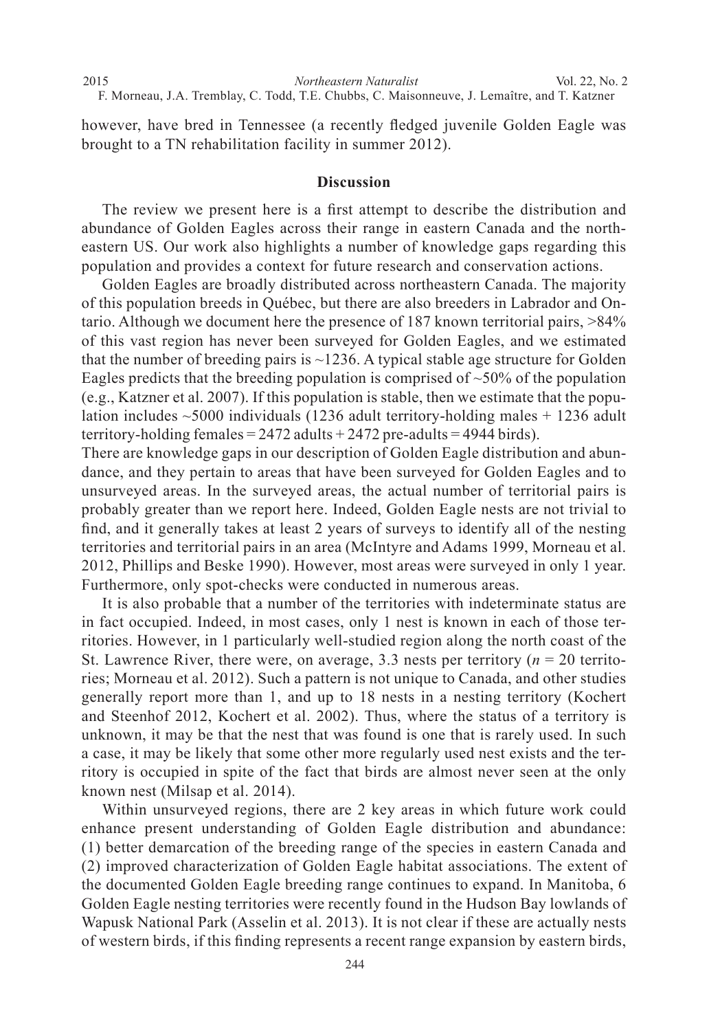however, have bred in Tennessee (a recently fledged juvenile Golden Eagle was brought to a TN rehabilitation facility in summer 2012).

## Discussion

The review we present here is a first attempt to describe the distribution and abundance of Golden Eagles across their range in eastern Canada and the northeastern US. Our work also highlights a number of knowledge gaps regarding this population and provides a context for future research and conservation actions.

Golden Eagles are broadly distributed across northeastern Canada. The majority of this population breeds in Québec, but there are also breeders in Labrador and Ontario. Although we document here the presence of 187 known territorial pairs, >84% of this vast region has never been surveyed for Golden Eagles, and we estimated that the number of breeding pairs is ~1236. A typical stable age structure for Golden Eagles predicts that the breeding population is comprised of ~50% of the population (e.g., Katzner et al. 2007). If this population is stable, then we estimate that the population includes ~5000 individuals (1236 adult territory-holding males + 1236 adult territory-holding females = 2472 adults + 2472 pre-adults = 4944 birds).

There are knowledge gaps in our description of Golden Eagle distribution and abundance, and they pertain to areas that have been surveyed for Golden Eagles and to unsurveyed areas. In the surveyed areas, the actual number of territorial pairs is probably greater than we report here. Indeed, Golden Eagle nests are not trivial to find, and it generally takes at least 2 years of surveys to identify all of the nesting territories and territorial pairs in an area (McIntyre and Adams 1999, Morneau et al. 2012, Phillips and Beske 1990). However, most areas were surveyed in only 1 year. Furthermore, only spot-checks were conducted in numerous areas.

It is also probable that a number of the territories with indeterminate status are in fact occupied. Indeed, in most cases, only 1 nest is known in each of those territories. However, in 1 particularly well-studied region along the north coast of the St. Lawrence River, there were, on average, 3.3 nests per territory ($n$ = 20 territories; Morneau et al. 2012). Such a pattern is not unique to Canada, and other studies generally report more than 1, and up to 18 nests in a nesting territory (Kochert and Steenhof 2012, Kochert et al. 2002). Thus, where the status of a territory is unknown, it may be that the nest that was found is one that is rarely used. In such a case, it may be likely that some other more regularly used nest exists and the territory is occupied in spite of the fact that birds are almost never seen at the only known nest (Milsap et al. 2014).

Within unsurveyed regions, there are 2 key areas in which future work could enhance present understanding of Golden Eagle distribution and abundance: (1) better demarcation of the breeding range of the species in eastern Canada and (2) improved characterization of Golden Eagle habitat associations. The extent of the documented Golden Eagle breeding range continues to expand. In Manitoba, 6 Golden Eagle nesting territories were recently found in the Hudson Bay lowlands of Wapusk National Park (Asselin et al. 2013). It is not clear if these are actually nests of western birds, if this finding represents a recent range expansion by eastern birds,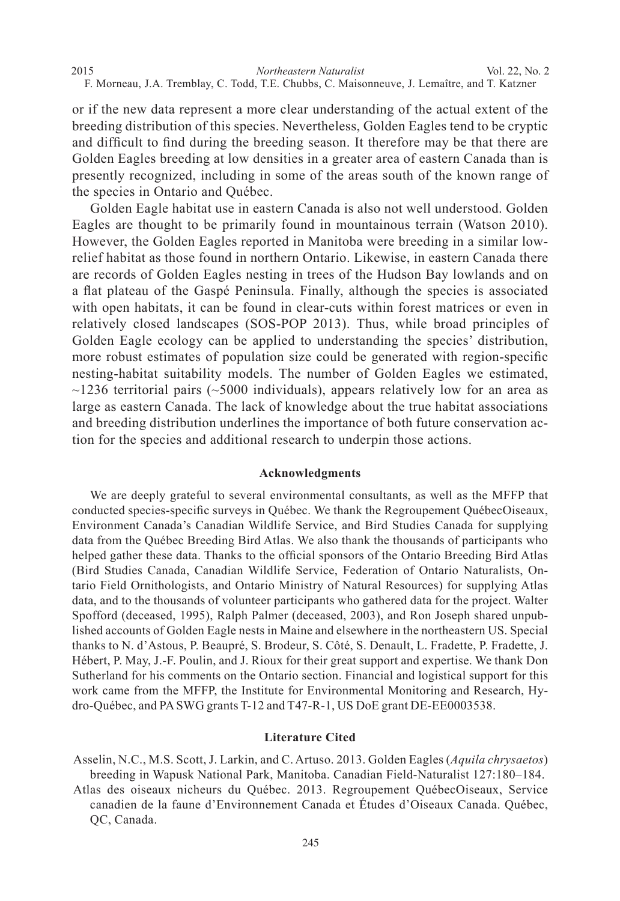or if the new data represent a more clear understanding of the actual extent of the breeding distribution of this species. Nevertheless, Golden Eagles tend to be cryptic and difficult to find during the breeding season. It therefore may be that there are Golden Eagles breeding at low densities in a greater area of eastern Canada than is presently recognized, including in some of the areas south of the known range of the species in Ontario and Québec.

Golden Eagle habitat use in eastern Canada is also not well understood. Golden Eagles are thought to be primarily found in mountainous terrain (Watson 2010). However, the Golden Eagles reported in Manitoba were breeding in a similar low-relief habitat as those found in northern Ontario. Likewise, in eastern Canada there are records of Golden Eagles nesting in trees of the Hudson Bay lowlands and on a flat plateau of the Gaspé Peninsula. Finally, although the species is associated with open habitats, it can be found in clear-cuts within forest matrices or even in relatively closed landscapes (SOS-POP 2013). Thus, while broad principles of Golden Eagle ecology can be applied to understanding the species' distribution, more robust estimates of population size could be generated with region-specific nesting-habitat suitability models. The number of Golden Eagles we estimated, ~1236 territorial pairs (~5000 individuals), appears relatively low for an area as large as eastern Canada. The lack of knowledge about the true habitat associations and breeding distribution underlines the importance of both future conservation action for the species and additional research to underpin those actions.

## Acknowledgments

We are deeply grateful to several environmental consultants, as well as the MFFP that conducted species-specific surveys in Québec. We thank the Regroupement QuébecOiseaux, Environment Canada's Canadian Wildlife Service, and Bird Studies Canada for supplying data from the Québec Breeding Bird Atlas. We also thank the thousands of participants who helped gather these data. Thanks to the official sponsors of the Ontario Breeding Bird Atlas (Bird Studies Canada, Canadian Wildlife Service, Federation of Ontario Naturalists, Ontario Field Ornithologists, and Ontario Ministry of Natural Resources) for supplying Atlas data, and to the thousands of volunteer participants who gathered data for the project. Walter Spofford (deceased, 1995), Ralph Palmer (deceased, 2003), and Ron Joseph shared unpublished accounts of Golden Eagle nests in Maine and elsewhere in the northeastern US. Special thanks to N. d'Astous, P. Beaupré, S. Brodeur, S. Côté, S. Denault, L. Fradette, P. Fradette, J. Hébert, P. May, J.-F. Poulin, and J. Rioux for their great support and expertise. We thank Don Sutherland for his comments on the Ontario section. Financial and logistical support for this work came from the MFFP, the Institute for Environmental Monitoring and Research, Hydro-Québec, and PA SWG grants T-12 and T47-R-1, US DoE grant DE-EE0003538.

## Literature Cited

Asselin, N.C., M.S. Scott, J. Larkin, and C. Artuso. 2013. Golden Eagles (*Aquila chrysaetos*) breeding in Wapusk National Park, Manitoba. Canadian Field-Naturalist 127:180–184.

Atlas des oiseaux nicheurs du Québec. 2013. Regroupement QuébecOiseaux, Service canadien de la faune d'Environnement Canada et Études d'Oiseaux Canada. Québec, QC, Canada.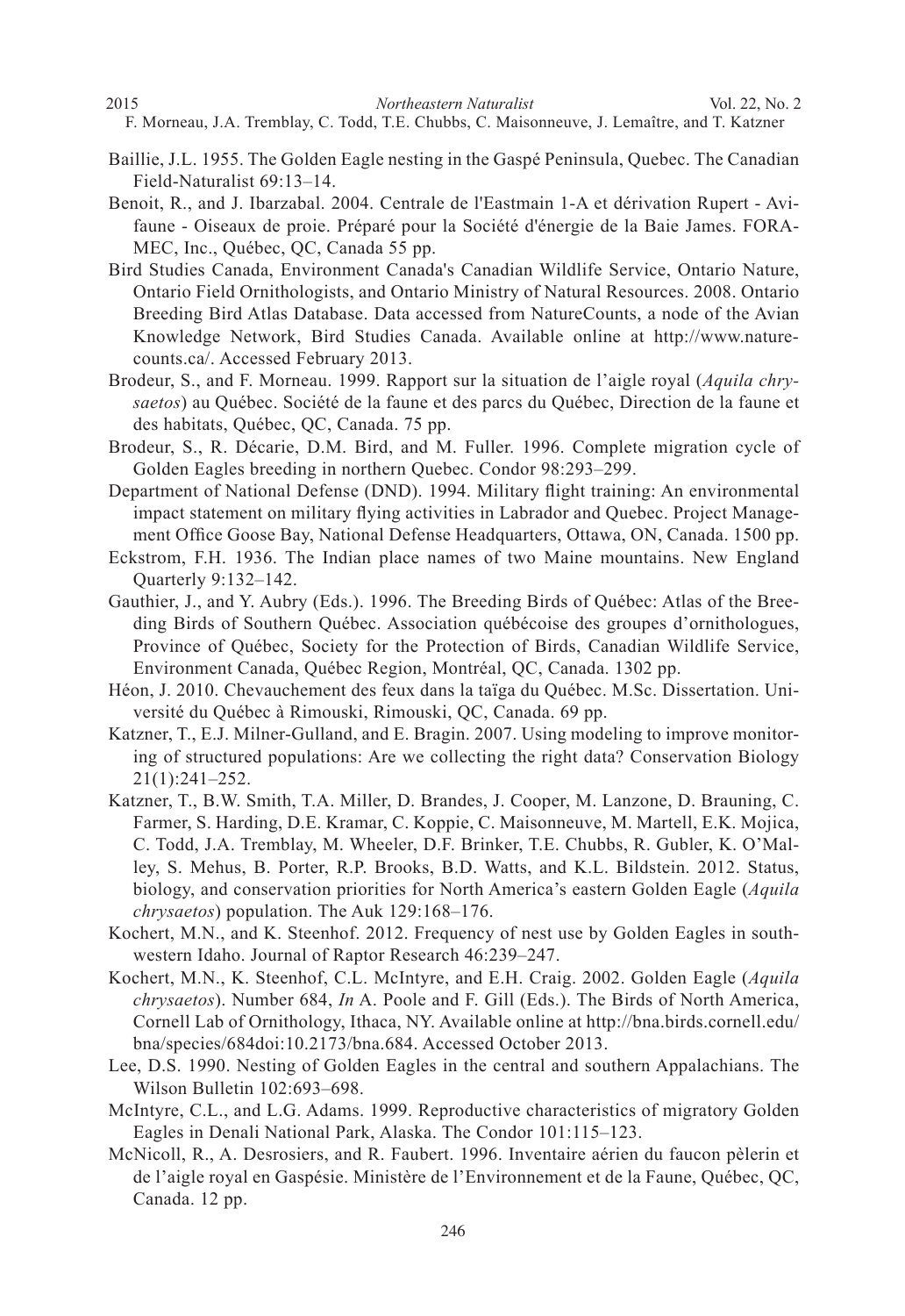Baillie, J.L. 1955. The Golden Eagle nesting in the Gaspé Peninsula, Quebec. The Canadian Field-Naturalist 69:13–14.

Benoit, R., and J. Ibarzabal. 2004. Centrale de l'Eastmain 1-A et dérivation Rupert - Avifaune - Oiseaux de proie. Préparé pour la Société d'énergie de la Baie James. FORAMEC, Inc., Québec, QC, Canada 55 pp.

Bird Studies Canada, Environment Canada's Canadian Wildlife Service, Ontario Nature, Ontario Field Ornithologists, and Ontario Ministry of Natural Resources. 2008. Ontario Breeding Bird Atlas Database. Data accessed from NatureCounts, a node of the Avian Knowledge Network, Bird Studies Canada. Available online at http://www.naturecounts.ca/. Accessed February 2013.

Brodeur, S., and F. Morneau. 1999. Rapport sur la situation de l'aigle royal (*Aquila chrysaetos*) au Québec. Société de la faune et des parcs du Québec, Direction de la faune et des habitats, Québec, QC, Canada. 75 pp.

Brodeur, S., R. Décarie, D.M. Bird, and M. Fuller. 1996. Complete migration cycle of Golden Eagles breeding in northern Quebec. Condor 98:293–299.

Department of National Defense (DND). 1994. Military flight training: An environmental impact statement on military flying activities in Labrador and Quebec. Project Management Office Goose Bay, National Defense Headquarters, Ottawa, ON, Canada. 1500 pp.

Eckstrom, F.H. 1936. The Indian place names of two Maine mountains. New England Quarterly 9:132–142.

Gauthier, J., and Y. Aubry (Eds.). 1996. The Breeding Birds of Québec: Atlas of the Breeding Birds of Southern Québec. Association québécoise des groupes d'ornithologues, Province of Québec, Society for the Protection of Birds, Canadian Wildlife Service, Environment Canada, Québec Region, Montréal, QC, Canada. 1302 pp.

Héon, J. 2010. Chevauchement des feux dans la taïga du Québec. M.Sc. Dissertation. Université du Québec à Rimouski, Rimouski, QC, Canada. 69 pp.

Katzner, T., E.J. Milner-Gulland, and E. Bragin. 2007. Using modeling to improve monitoring of structured populations: Are we collecting the right data? Conservation Biology 21(1):241–252.

Katzner, T., B.W. Smith, T.A. Miller, D. Brandes, J. Cooper, M. Lanzone, D. Brauning, C. Farmer, S. Harding, D.E. Kramar, C. Koppie, C. Maisonneuve, M. Martell, E.K. Mojica, C. Todd, J.A. Tremblay, M. Wheeler, D.F. Brinker, T.E. Chubbs, R. Gubler, K. O'Malley, S. Mehus, B. Porter, R.P. Brooks, B.D. Watts, and K.L. Bildstein. 2012. Status, biology, and conservation priorities for North America's eastern Golden Eagle (*Aquila chrysaetos*) population. The Auk 129:168–176.

Kochert, M.N., and K. Steenhof. 2012. Frequency of nest use by Golden Eagles in southwestern Idaho. Journal of Raptor Research 46:239–247.

Kochert, M.N., K. Steenhof, C.L. McIntyre, and E.H. Craig. 2002. Golden Eagle (*Aquila chrysaetos*). Number 684, *In* A. Poole and F. Gill (Eds.). The Birds of North America, Cornell Lab of Ornithology, Ithaca, NY. Available online at http://bna.birds.cornell.edu/bna/species/684doi:10.2173/bna.684. Accessed October 2013.

Lee, D.S. 1990. Nesting of Golden Eagles in the central and southern Appalachians. The Wilson Bulletin 102:693–698.

McIntyre, C.L., and L.G. Adams. 1999. Reproductive characteristics of migratory Golden Eagles in Denali National Park, Alaska. The Condor 101:115–123.

McNicoll, R., A. Desrosiers, and R. Faubert. 1996. Inventaire aérien du faucon pèlerin et de l'aigle royal en Gaspésie. Ministère de l'Environnement et de la Faune, Québec, QC, Canada. 12 pp.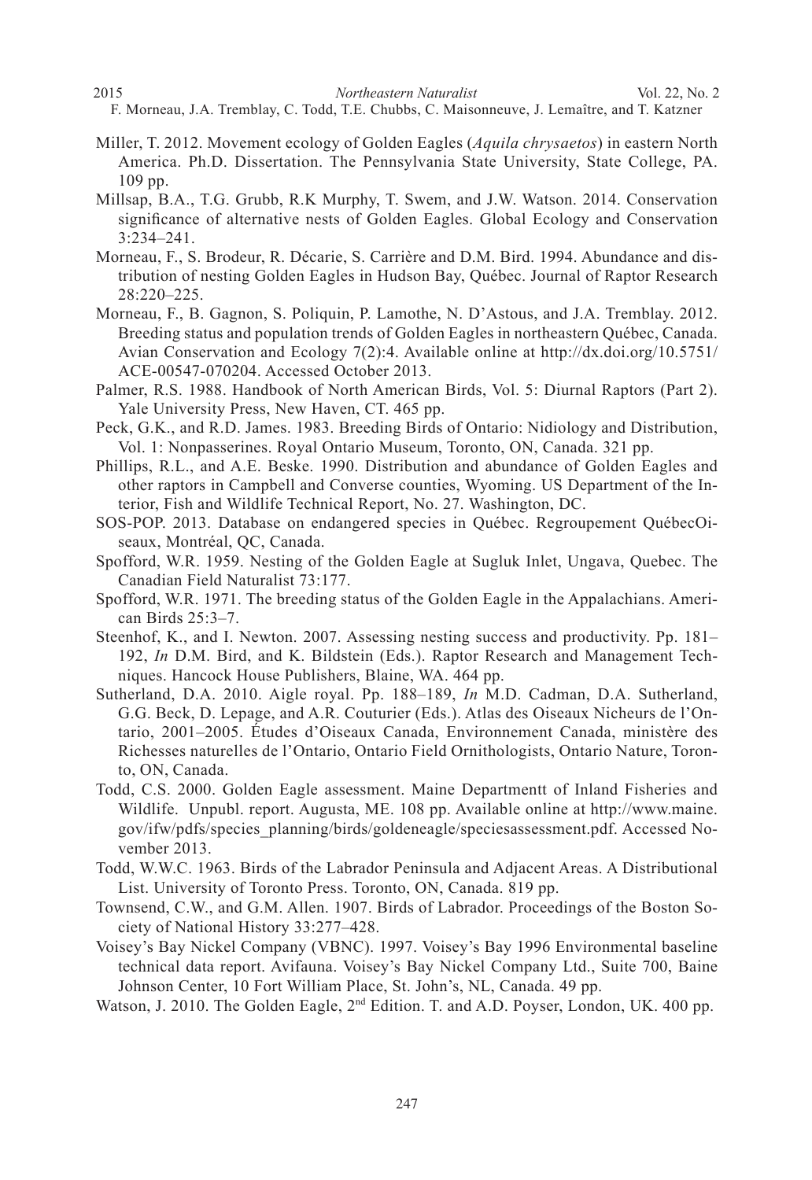Miller, T. 2012. Movement ecology of Golden Eagles (*Aquila chrysaetos*) in eastern North America. Ph.D. Dissertation. The Pennsylvania State University, State College, PA. 109 pp.

Millsap, B.A., T.G. Grubb, R.K Murphy, T. Swem, and J.W. Watson. 2014. Conservation significance of alternative nests of Golden Eagles. Global Ecology and Conservation 3:234–241.

Morneau, F., S. Brodeur, R. Décarie, S. Carrière and D.M. Bird. 1994. Abundance and distribution of nesting Golden Eagles in Hudson Bay, Québec. Journal of Raptor Research 28:220–225.

Morneau, F., B. Gagnon, S. Poliquin, P. Lamothe, N. D'Astous, and J.A. Tremblay. 2012. Breeding status and population trends of Golden Eagles in northeastern Québec, Canada. Avian Conservation and Ecology 7(2):4. Available online at http://dx.doi.org/10.5751/ACE-00547-070204. Accessed October 2013.

Palmer, R.S. 1988. Handbook of North American Birds, Vol. 5: Diurnal Raptors (Part 2). Yale University Press, New Haven, CT. 465 pp.

Peck, G.K., and R.D. James. 1983. Breeding Birds of Ontario: Nidiology and Distribution, Vol. 1: Nonpasserines. Royal Ontario Museum, Toronto, ON, Canada. 321 pp.

Phillips, R.L., and A.E. Beske. 1990. Distribution and abundance of Golden Eagles and other raptors in Campbell and Converse counties, Wyoming. US Department of the Interior, Fish and Wildlife Technical Report, No. 27. Washington, DC.

SOS-POP. 2013. Database on endangered species in Québec. Regroupement QuébecOiseaux, Montréal, QC, Canada.

Spofford, W.R. 1959. Nesting of the Golden Eagle at Sugluk Inlet, Ungava, Quebec. The Canadian Field Naturalist 73:177.

Spofford, W.R. 1971. The breeding status of the Golden Eagle in the Appalachians. American Birds 25:3–7.

Steenhof, K., and I. Newton. 2007. Assessing nesting success and productivity. Pp. 181–192, *In* D.M. Bird, and K. Bildstein (Eds.). Raptor Research and Management Techniques. Hancock House Publishers, Blaine, WA. 464 pp.

Sutherland, D.A. 2010. Aigle royal. Pp. 188–189, *In* M.D. Cadman, D.A. Sutherland, G.G. Beck, D. Lepage, and A.R. Couturier (Eds.). Atlas des Oiseaux Nicheurs de l'Ontario, 2001–2005. Études d'Oiseaux Canada, Environnement Canada, ministère des Richesses naturelles de l'Ontario, Ontario Field Ornithologists, Ontario Nature, Toronto, ON, Canada.

Todd, C.S. 2000. Golden Eagle assessment. Maine Departmentt of Inland Fisheries and Wildlife. Unpubl. report. Augusta, ME. 108 pp. Available online at http://www.maine.gov/ifw/pdfs/species_planning/birds/goldeneagle/speciesassessment.pdf. Accessed November 2013.

Todd, W.W.C. 1963. Birds of the Labrador Peninsula and Adjacent Areas. A Distributional List. University of Toronto Press. Toronto, ON, Canada. 819 pp.

Townsend, C.W., and G.M. Allen. 1907. Birds of Labrador. Proceedings of the Boston Society of National History 33:277–428.

Voisey's Bay Nickel Company (VBNC). 1997. Voisey's Bay 1996 Environmental baseline technical data report. Avifauna. Voisey's Bay Nickel Company Ltd., Suite 700, Baine Johnson Center, 10 Fort William Place, St. John's, NL, Canada. 49 pp.

Watson, J. 2010. The Golden Eagle, 2nd Edition. T. and A.D. Poyser, London, UK. 400 pp.